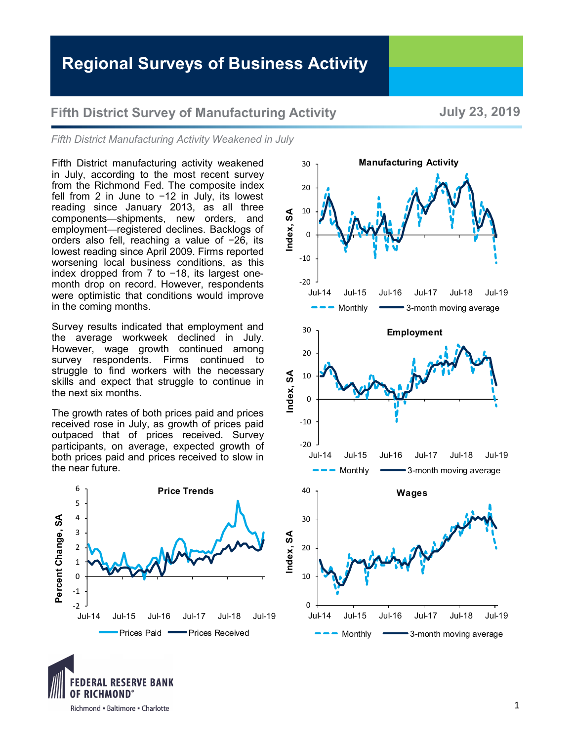# Regional Surveys of Business Activity

## Fifth District Survey of Manufacturing Activity

**July 23, 2019**

*Fifth District Manufacturing Activity Weakened in July*

Fifth District manufacturing activity weakened in July, according to the most recent survey from the Richmond Fed. The composite index fell from 2 in June to −12 in July, its lowest reading since January 2013, as all three components—shipments, new orders, and employment—registered declines. Backlogs of orders also fell, reaching a value of −26, its lowest reading since April 2009. Firms reported worsening local business conditions, as this index dropped from 7 to −18, its largest one-month drop on record. However, respondents were optimistic that conditions would improve in the coming months.

Survey results indicated that employment and the average workweek declined in July. However, wage growth continued among survey respondents. Firms continued to struggle to find workers with the necessary skills and expect that struggle to continue in the next six months.

The growth rates of both prices paid and prices received rose in July, as growth of prices paid outpaced that of prices received. Survey participants, on average, expected growth of both prices paid and prices received to slow in the near future.

**Manufacturing Activity**

Index, SA — Monthly; 3-month moving average (Jul-14 to Jul-19)

**Employment**

Index, SA — Monthly; 3-month moving average (Jul-14 to Jul-19)

**Price Trends**

Percent Change, SA — Prices Paid; Prices Received (Jul-14 to Jul-19)

**Wages**

Index, SA — Monthly; 3-month moving average (Jul-14 to Jul-19)

FEDERAL RESERVE BANK OF RICHMOND
Richmond • Baltimore • Charlotte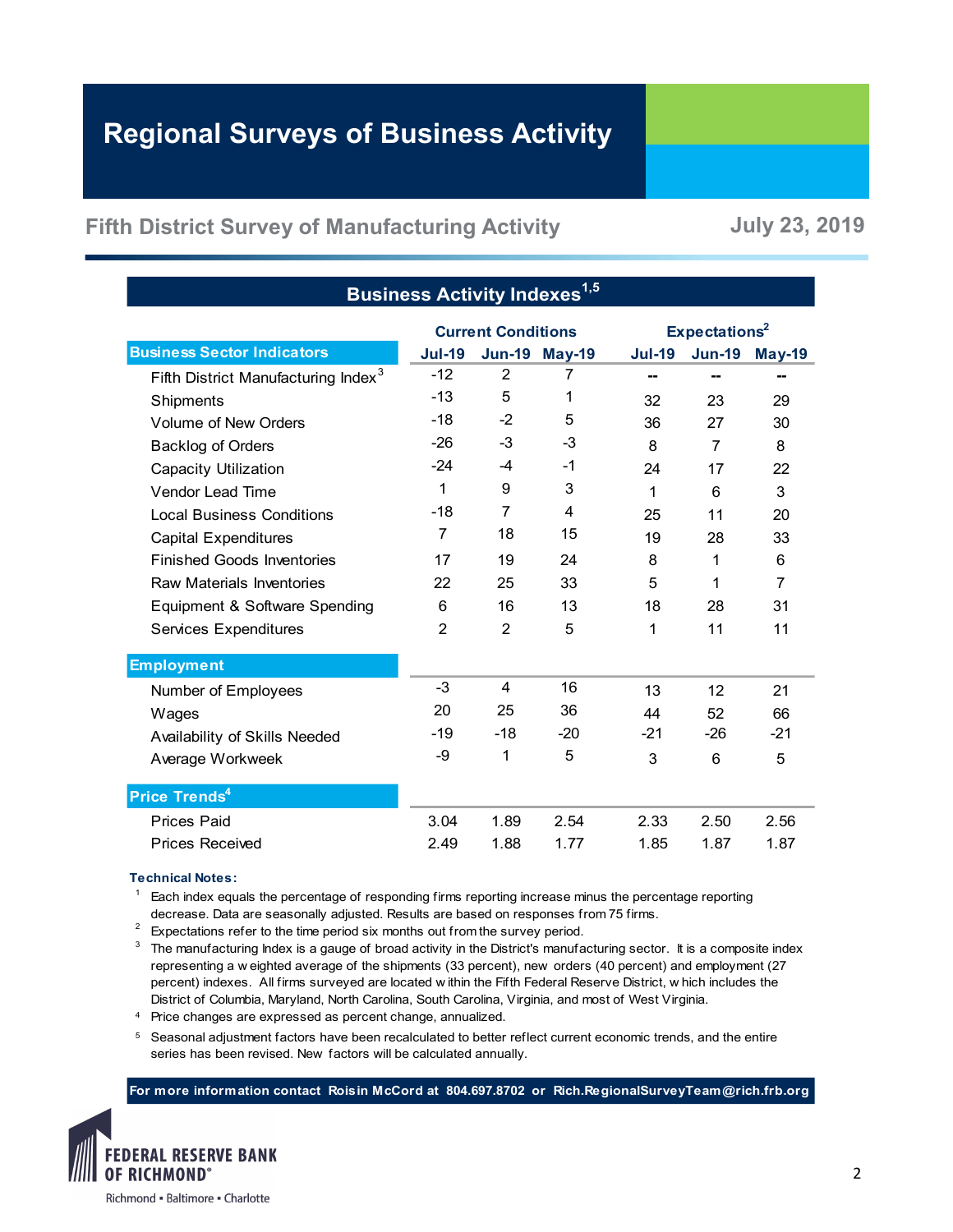# Regional Surveys of Business Activity

## Fifth District Survey of Manufacturing Activity

July 23, 2019

### Business Activity Indexes[1,5]

| | Current Conditions | | | Expectations[2] | | |
|---|---|---|---|---|---|---|
| **Business Sector Indicators** | **Jul-19** | **Jun-19** | **May-19** | **Jul-19** | **Jun-19** | **May-19** |
| Fifth District Manufacturing Index[3] | -12 | 2 | 7 | -- | -- | -- |
| Shipments | -13 | 5 | 1 | 32 | 23 | 29 |
| Volume of New Orders | -18 | -2 | 5 | 36 | 27 | 30 |
| Backlog of Orders | -26 | -3 | -3 | 8 | 7 | 8 |
| Capacity Utilization | -24 | -4 | -1 | 24 | 17 | 22 |
| Vendor Lead Time | 1 | 9 | 3 | 1 | 6 | 3 |
| Local Business Conditions | -18 | 7 | 4 | 25 | 11 | 20 |
| Capital Expenditures | 7 | 18 | 15 | 19 | 28 | 33 |
| Finished Goods Inventories | 17 | 19 | 24 | 8 | 1 | 6 |
| Raw Materials Inventories | 22 | 25 | 33 | 5 | 1 | 7 |
| Equipment & Software Spending | 6 | 16 | 13 | 18 | 28 | 31 |
| Services Expenditures | 2 | 2 | 5 | 1 | 11 | 11 |
| **Employment** | | | | | | |
| Number of Employees | -3 | 4 | 16 | 13 | 12 | 21 |
| Wages | 20 | 25 | 36 | 44 | 52 | 66 |
| Availability of Skills Needed | -19 | -18 | -20 | -21 | -26 | -21 |
| Average Workweek | -9 | 1 | 5 | 3 | 6 | 5 |
| **Price Trends[4]** | | | | | | |
| Prices Paid | 3.04 | 1.89 | 2.54 | 2.33 | 2.50 | 2.56 |
| Prices Received | 2.49 | 1.88 | 1.77 | 1.85 | 1.87 | 1.87 |

**Technical Notes:**

1. Each index equals the percentage of responding firms reporting increase minus the percentage reporting decrease. Data are seasonally adjusted. Results are based on responses from 75 firms.
2. Expectations refer to the time period six months out from the survey period.
3. The manufacturing Index is a gauge of broad activity in the District's manufacturing sector. It is a composite index representing a weighted average of the shipments (33 percent), new orders (40 percent) and employment (27 percent) indexes. All firms surveyed are located within the Fifth Federal Reserve District, which includes the District of Columbia, Maryland, North Carolina, South Carolina, Virginia, and most of West Virginia.
4. Price changes are expressed as percent change, annualized.
5. Seasonal adjustment factors have been recalculated to better reflect current economic trends, and the entire series has been revised. New factors will be calculated annually.

**For more information contact Roisin McCord at 804.697.8702 or Rich.RegionalSurveyTeam@rich.frb.org**

FEDERAL RESERVE BANK OF RICHMOND®

Richmond • Baltimore • Charlotte